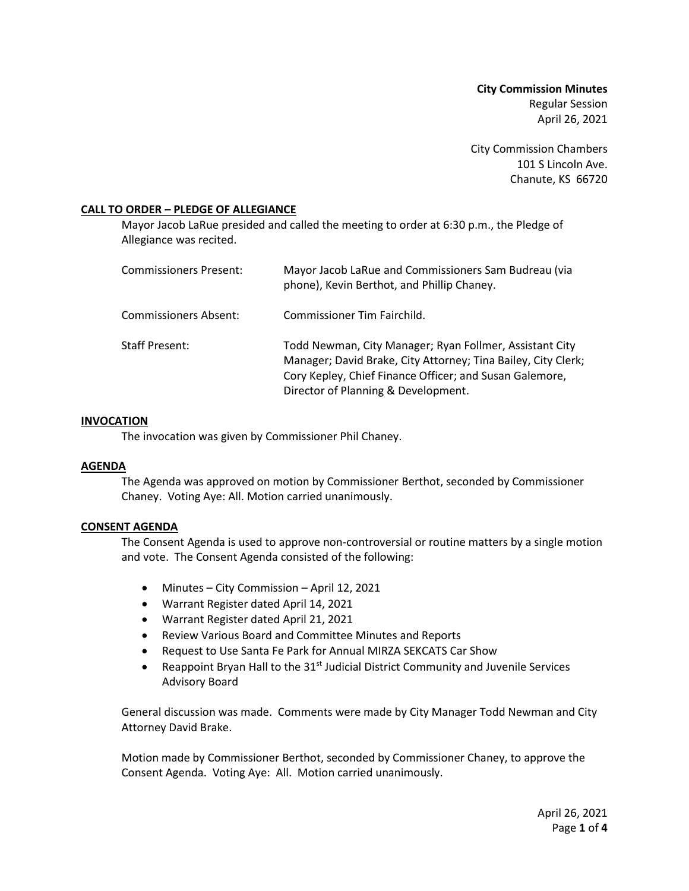**City Commission Minutes**
Regular Session
April 26, 2021

City Commission Chambers
101 S Lincoln Ave.
Chanute, KS 66720

## CALL TO ORDER – PLEDGE OF ALLEGIANCE

Mayor Jacob LaRue presided and called the meeting to order at 6:30 p.m., the Pledge of Allegiance was recited.

| | |
|---|---|
| Commissioners Present: | Mayor Jacob LaRue and Commissioners Sam Budreau (via phone), Kevin Berthot, and Phillip Chaney. |
| Commissioners Absent: | Commissioner Tim Fairchild. |
| Staff Present: | Todd Newman, City Manager; Ryan Follmer, Assistant City Manager; David Brake, City Attorney; Tina Bailey, City Clerk; Cory Kepley, Chief Finance Officer; and Susan Galemore, Director of Planning & Development. |

## INVOCATION

The invocation was given by Commissioner Phil Chaney.

## AGENDA

The Agenda was approved on motion by Commissioner Berthot, seconded by Commissioner Chaney. Voting Aye: All. Motion carried unanimously.

## CONSENT AGENDA

The Consent Agenda is used to approve non-controversial or routine matters by a single motion and vote. The Consent Agenda consisted of the following:

- Minutes – City Commission – April 12, 2021
- Warrant Register dated April 14, 2021
- Warrant Register dated April 21, 2021
- Review Various Board and Committee Minutes and Reports
- Request to Use Santa Fe Park for Annual MIRZA SEKCATS Car Show
- Reappoint Bryan Hall to the 31st Judicial District Community and Juvenile Services Advisory Board

General discussion was made. Comments were made by City Manager Todd Newman and City Attorney David Brake.

Motion made by Commissioner Berthot, seconded by Commissioner Chaney, to approve the Consent Agenda. Voting Aye: All. Motion carried unanimously.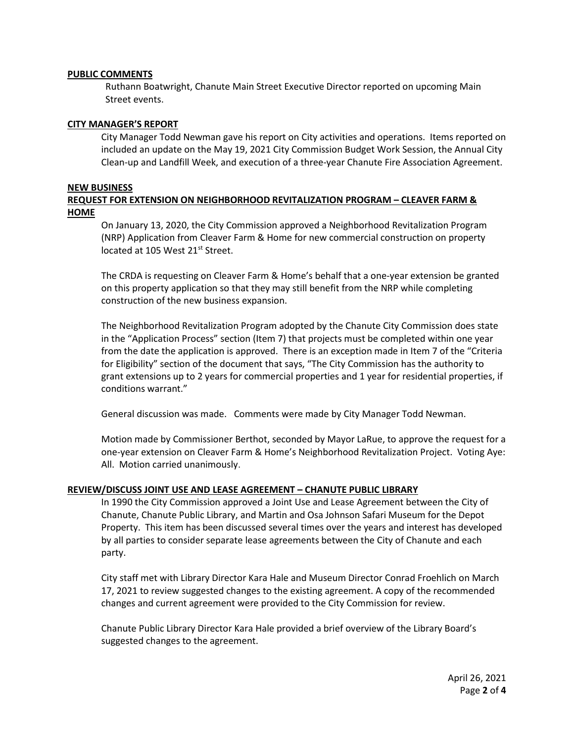**PUBLIC COMMENTS**

Ruthann Boatwright, Chanute Main Street Executive Director reported on upcoming Main Street events.

**CITY MANAGER'S REPORT**

City Manager Todd Newman gave his report on City activities and operations. Items reported on included an update on the May 19, 2021 City Commission Budget Work Session, the Annual City Clean-up and Landfill Week, and execution of a three-year Chanute Fire Association Agreement.

**NEW BUSINESS**

**REQUEST FOR EXTENSION ON NEIGHBORHOOD REVITALIZATION PROGRAM – CLEAVER FARM & HOME**

On January 13, 2020, the City Commission approved a Neighborhood Revitalization Program (NRP) Application from Cleaver Farm & Home for new commercial construction on property located at 105 West 21st Street.

The CRDA is requesting on Cleaver Farm & Home's behalf that a one-year extension be granted on this property application so that they may still benefit from the NRP while completing construction of the new business expansion.

The Neighborhood Revitalization Program adopted by the Chanute City Commission does state in the "Application Process" section (Item 7) that projects must be completed within one year from the date the application is approved. There is an exception made in Item 7 of the "Criteria for Eligibility" section of the document that says, "The City Commission has the authority to grant extensions up to 2 years for commercial properties and 1 year for residential properties, if conditions warrant."

General discussion was made. Comments were made by City Manager Todd Newman.

Motion made by Commissioner Berthot, seconded by Mayor LaRue, to approve the request for a one-year extension on Cleaver Farm & Home's Neighborhood Revitalization Project. Voting Aye: All. Motion carried unanimously.

**REVIEW/DISCUSS JOINT USE AND LEASE AGREEMENT – CHANUTE PUBLIC LIBRARY**

In 1990 the City Commission approved a Joint Use and Lease Agreement between the City of Chanute, Chanute Public Library, and Martin and Osa Johnson Safari Museum for the Depot Property. This item has been discussed several times over the years and interest has developed by all parties to consider separate lease agreements between the City of Chanute and each party.

City staff met with Library Director Kara Hale and Museum Director Conrad Froehlich on March 17, 2021 to review suggested changes to the existing agreement. A copy of the recommended changes and current agreement were provided to the City Commission for review.

Chanute Public Library Director Kara Hale provided a brief overview of the Library Board's suggested changes to the agreement.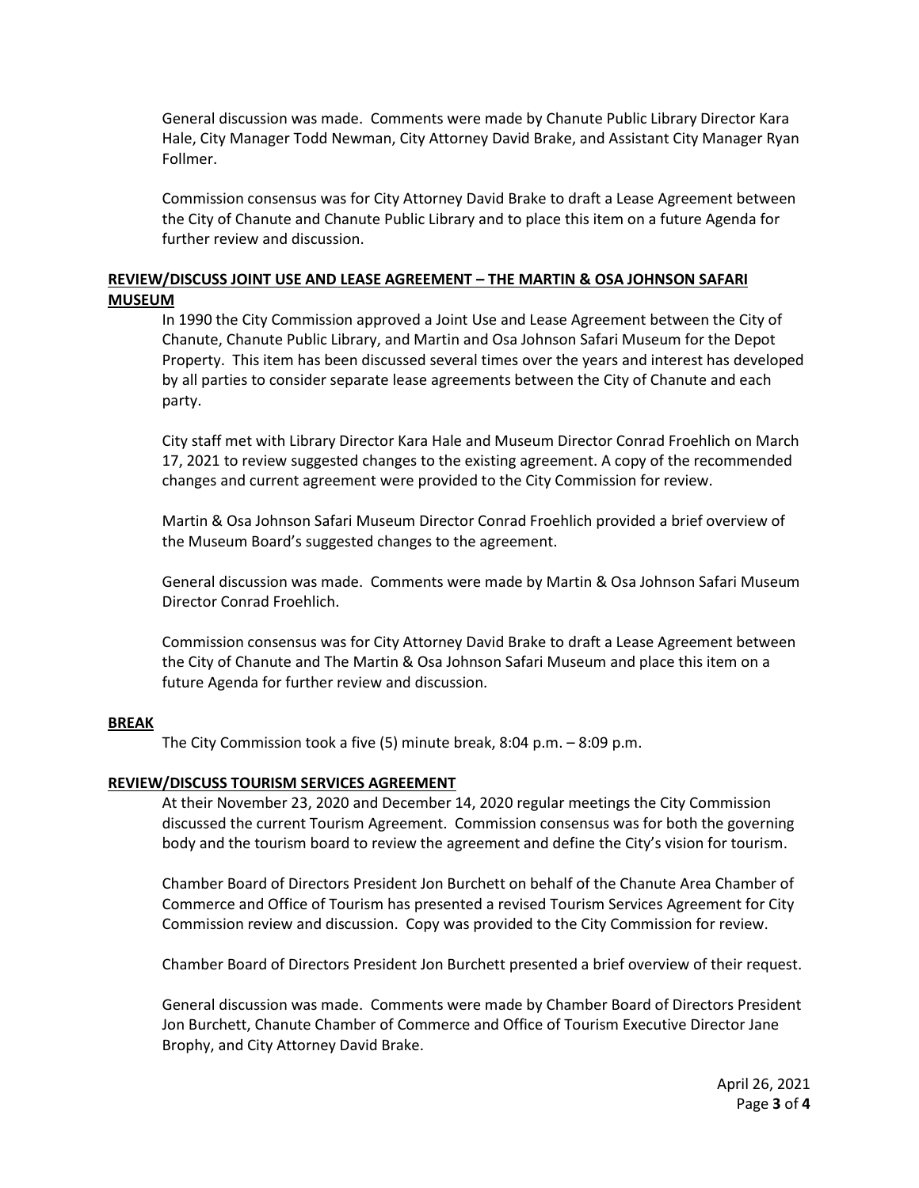General discussion was made. Comments were made by Chanute Public Library Director Kara Hale, City Manager Todd Newman, City Attorney David Brake, and Assistant City Manager Ryan Follmer.

Commission consensus was for City Attorney David Brake to draft a Lease Agreement between the City of Chanute and Chanute Public Library and to place this item on a future Agenda for further review and discussion.

**REVIEW/DISCUSS JOINT USE AND LEASE AGREEMENT – THE MARTIN & OSA JOHNSON SAFARI MUSEUM**

In 1990 the City Commission approved a Joint Use and Lease Agreement between the City of Chanute, Chanute Public Library, and Martin and Osa Johnson Safari Museum for the Depot Property. This item has been discussed several times over the years and interest has developed by all parties to consider separate lease agreements between the City of Chanute and each party.

City staff met with Library Director Kara Hale and Museum Director Conrad Froehlich on March 17, 2021 to review suggested changes to the existing agreement. A copy of the recommended changes and current agreement were provided to the City Commission for review.

Martin & Osa Johnson Safari Museum Director Conrad Froehlich provided a brief overview of the Museum Board's suggested changes to the agreement.

General discussion was made. Comments were made by Martin & Osa Johnson Safari Museum Director Conrad Froehlich.

Commission consensus was for City Attorney David Brake to draft a Lease Agreement between the City of Chanute and The Martin & Osa Johnson Safari Museum and place this item on a future Agenda for further review and discussion.

**BREAK**

The City Commission took a five (5) minute break, 8:04 p.m. – 8:09 p.m.

**REVIEW/DISCUSS TOURISM SERVICES AGREEMENT**

At their November 23, 2020 and December 14, 2020 regular meetings the City Commission discussed the current Tourism Agreement. Commission consensus was for both the governing body and the tourism board to review the agreement and define the City's vision for tourism.

Chamber Board of Directors President Jon Burchett on behalf of the Chanute Area Chamber of Commerce and Office of Tourism has presented a revised Tourism Services Agreement for City Commission review and discussion. Copy was provided to the City Commission for review.

Chamber Board of Directors President Jon Burchett presented a brief overview of their request.

General discussion was made. Comments were made by Chamber Board of Directors President Jon Burchett, Chanute Chamber of Commerce and Office of Tourism Executive Director Jane Brophy, and City Attorney David Brake.

April 26, 2021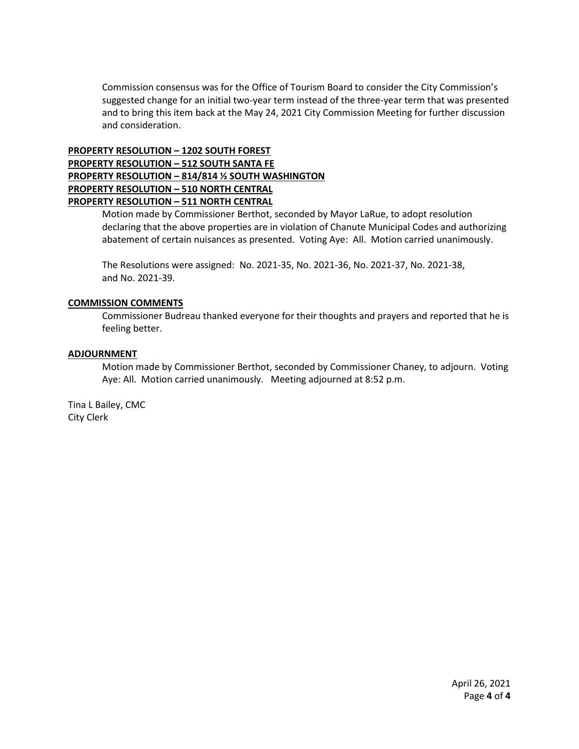Commission consensus was for the Office of Tourism Board to consider the City Commission's suggested change for an initial two-year term instead of the three-year term that was presented and to bring this item back at the May 24, 2021 City Commission Meeting for further discussion and consideration.

**PROPERTY RESOLUTION – 1202 SOUTH FOREST**
**PROPERTY RESOLUTION – 512 SOUTH SANTA FE**
**PROPERTY RESOLUTION – 814/814 ½ SOUTH WASHINGTON**
**PROPERTY RESOLUTION – 510 NORTH CENTRAL**
**PROPERTY RESOLUTION – 511 NORTH CENTRAL**

Motion made by Commissioner Berthot, seconded by Mayor LaRue, to adopt resolution declaring that the above properties are in violation of Chanute Municipal Codes and authorizing abatement of certain nuisances as presented. Voting Aye: All. Motion carried unanimously.

The Resolutions were assigned: No. 2021-35, No. 2021-36, No. 2021-37, No. 2021-38, and No. 2021-39.

**COMMISSION COMMENTS**

Commissioner Budreau thanked everyone for their thoughts and prayers and reported that he is feeling better.

**ADJOURNMENT**

Motion made by Commissioner Berthot, seconded by Commissioner Chaney, to adjourn. Voting Aye: All. Motion carried unanimously. Meeting adjourned at 8:52 p.m.

Tina L Bailey, CMC
City Clerk